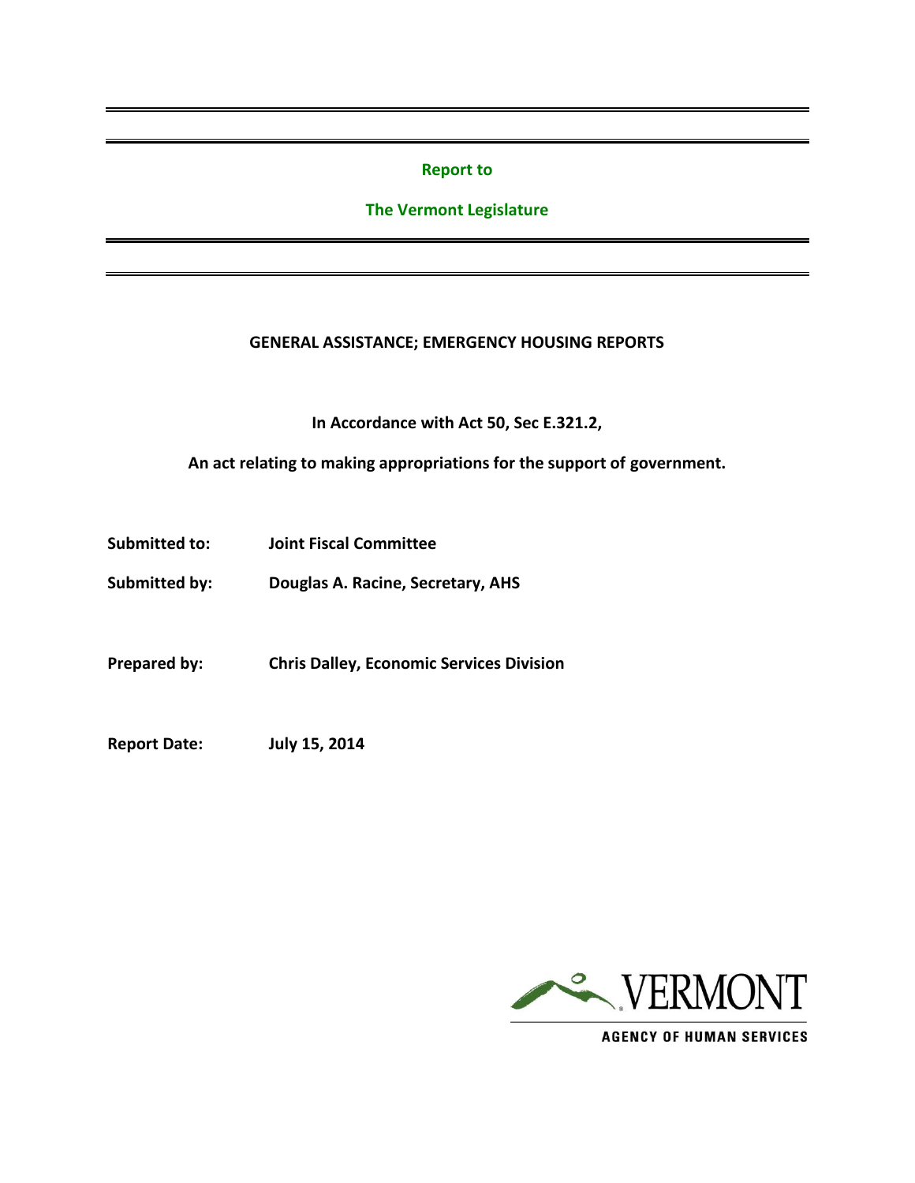**Report to**

**The Vermont Legislature**

# GENERAL ASSISTANCE; EMERGENCY HOUSING REPORTS

**In Accordance with Act 50, Sec E.321.2,**

**An act relating to making appropriations for the support of government.**

**Submitted to:** Joint Fiscal Committee

**Submitted by:** Douglas A. Racine, Secretary, AHS

**Prepared by:** Chris Dalley, Economic Services Division

**Report Date:** July 15, 2014

VERMONT

AGENCY OF HUMAN SERVICES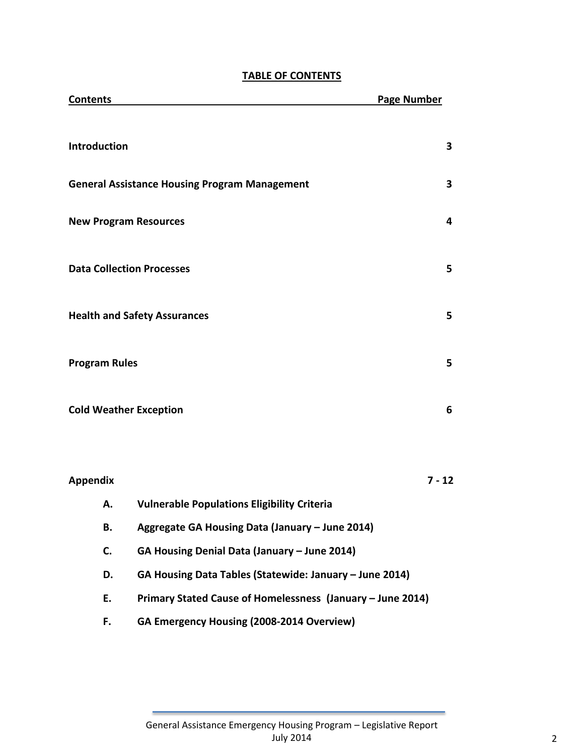# TABLE OF CONTENTS

| Contents | Page Number |
|---|---|
| **Introduction** | **3** |
| **General Assistance Housing Program Management** | **3** |
| **New Program Resources** | **4** |
| **Data Collection Processes** | **5** |
| **Health and Safety Assurances** | **5** |
| **Program Rules** | **5** |
| **Cold Weather Exception** | **6** |
| **Appendix** | **7 - 12** |

- **A.** **Vulnerable Populations Eligibility Criteria**
- **B.** **Aggregate GA Housing Data (January – June 2014)**
- **C.** **GA Housing Denial Data (January – June 2014)**
- **D.** **GA Housing Data Tables (Statewide: January – June 2014)**
- **E.** **Primary Stated Cause of Homelessness (January – June 2014)**
- **F.** **GA Emergency Housing (2008-2014 Overview)**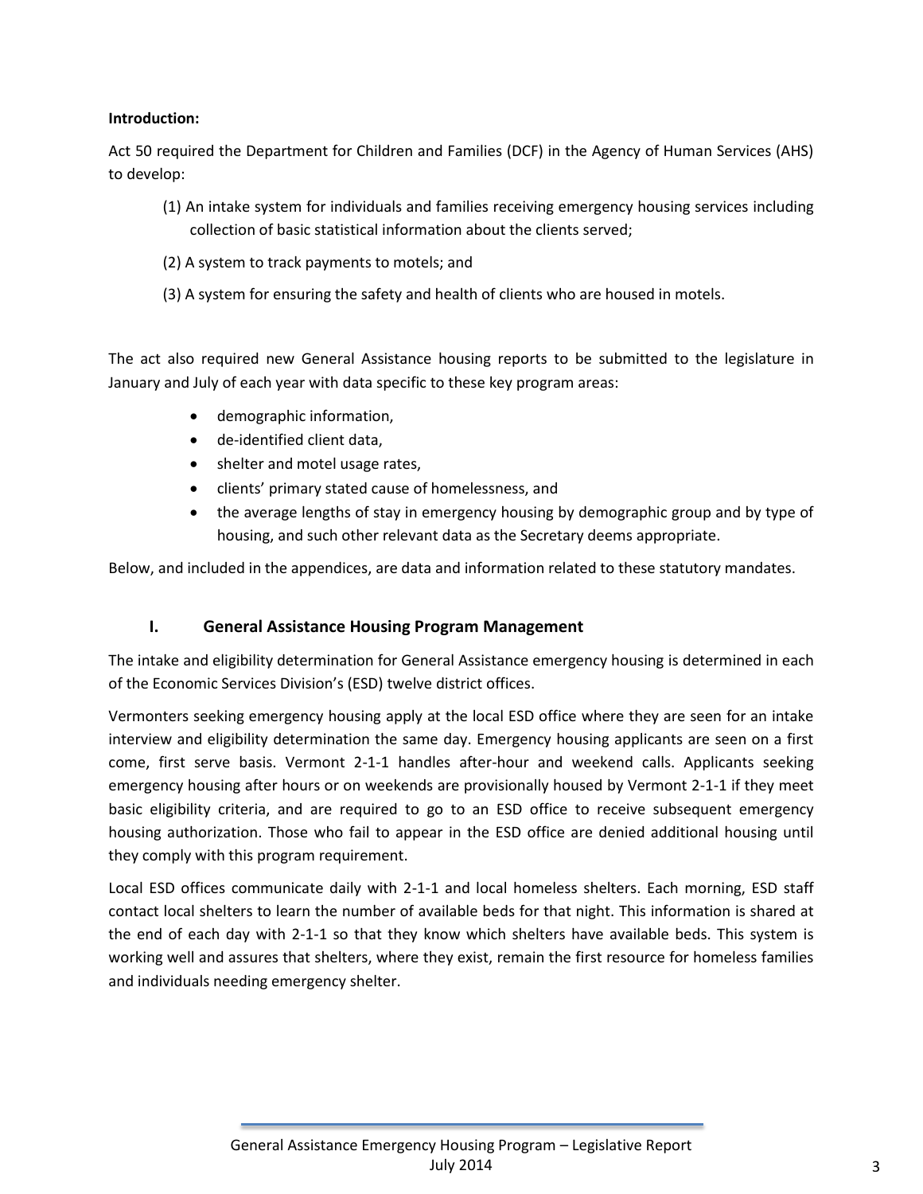**Introduction:**

Act 50 required the Department for Children and Families (DCF) in the Agency of Human Services (AHS) to develop:

(1) An intake system for individuals and families receiving emergency housing services including collection of basic statistical information about the clients served;

(2) A system to track payments to motels; and

(3) A system for ensuring the safety and health of clients who are housed in motels.

The act also required new General Assistance housing reports to be submitted to the legislature in January and July of each year with data specific to these key program areas:

- demographic information,
- de-identified client data,
- shelter and motel usage rates,
- clients' primary stated cause of homelessness, and
- the average lengths of stay in emergency housing by demographic group and by type of housing, and such other relevant data as the Secretary deems appropriate.

Below, and included in the appendices, are data and information related to these statutory mandates.

## I. General Assistance Housing Program Management

The intake and eligibility determination for General Assistance emergency housing is determined in each of the Economic Services Division's (ESD) twelve district offices.

Vermonters seeking emergency housing apply at the local ESD office where they are seen for an intake interview and eligibility determination the same day. Emergency housing applicants are seen on a first come, first serve basis. Vermont 2-1-1 handles after-hour and weekend calls. Applicants seeking emergency housing after hours or on weekends are provisionally housed by Vermont 2-1-1 if they meet basic eligibility criteria, and are required to go to an ESD office to receive subsequent emergency housing authorization. Those who fail to appear in the ESD office are denied additional housing until they comply with this program requirement.

Local ESD offices communicate daily with 2-1-1 and local homeless shelters. Each morning, ESD staff contact local shelters to learn the number of available beds for that night. This information is shared at the end of each day with 2-1-1 so that they know which shelters have available beds. This system is working well and assures that shelters, where they exist, remain the first resource for homeless families and individuals needing emergency shelter.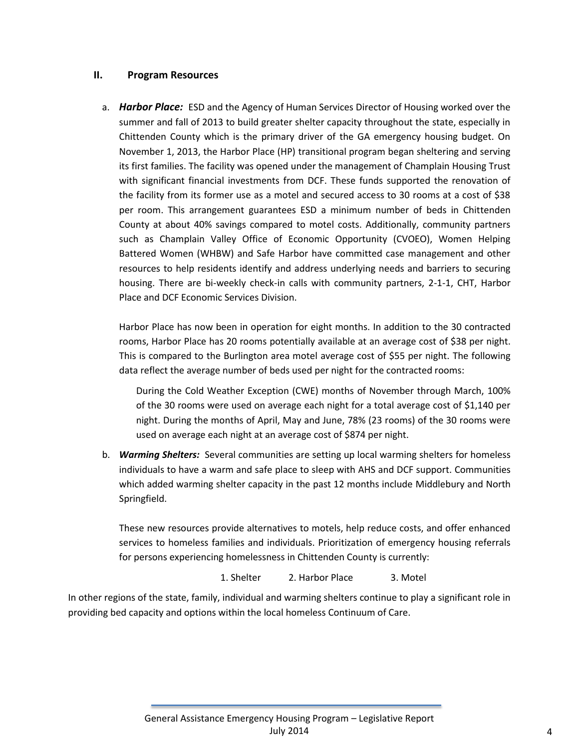## II. Program Resources

a. ***Harbor Place:*** ESD and the Agency of Human Services Director of Housing worked over the summer and fall of 2013 to build greater shelter capacity throughout the state, especially in Chittenden County which is the primary driver of the GA emergency housing budget. On November 1, 2013, the Harbor Place (HP) transitional program began sheltering and serving its first families. The facility was opened under the management of Champlain Housing Trust with significant financial investments from DCF. These funds supported the renovation of the facility from its former use as a motel and secured access to 30 rooms at a cost of $38 per room. This arrangement guarantees ESD a minimum number of beds in Chittenden County at about 40% savings compared to motel costs. Additionally, community partners such as Champlain Valley Office of Economic Opportunity (CVOEO), Women Helping Battered Women (WHBW) and Safe Harbor have committed case management and other resources to help residents identify and address underlying needs and barriers to securing housing. There are bi-weekly check-in calls with community partners, 2-1-1, CHT, Harbor Place and DCF Economic Services Division.

   Harbor Place has now been in operation for eight months. In addition to the 30 contracted rooms, Harbor Place has 20 rooms potentially available at an average cost of $38 per night. This is compared to the Burlington area motel average cost of $55 per night. The following data reflect the average number of beds used per night for the contracted rooms:

   > During the Cold Weather Exception (CWE) months of November through March, 100% of the 30 rooms were used on average each night for a total average cost of $1,140 per night. During the months of April, May and June, 78% (23 rooms) of the 30 rooms were used on average each night at an average cost of $874 per night.

b. ***Warming Shelters:*** Several communities are setting up local warming shelters for homeless individuals to have a warm and safe place to sleep with AHS and DCF support. Communities which added warming shelter capacity in the past 12 months include Middlebury and North Springfield.

   These new resources provide alternatives to motels, help reduce costs, and offer enhanced services to homeless families and individuals. Prioritization of emergency housing referrals for persons experiencing homelessness in Chittenden County is currently:

   1. Shelter 2. Harbor Place 3. Motel

In other regions of the state, family, individual and warming shelters continue to play a significant role in providing bed capacity and options within the local homeless Continuum of Care.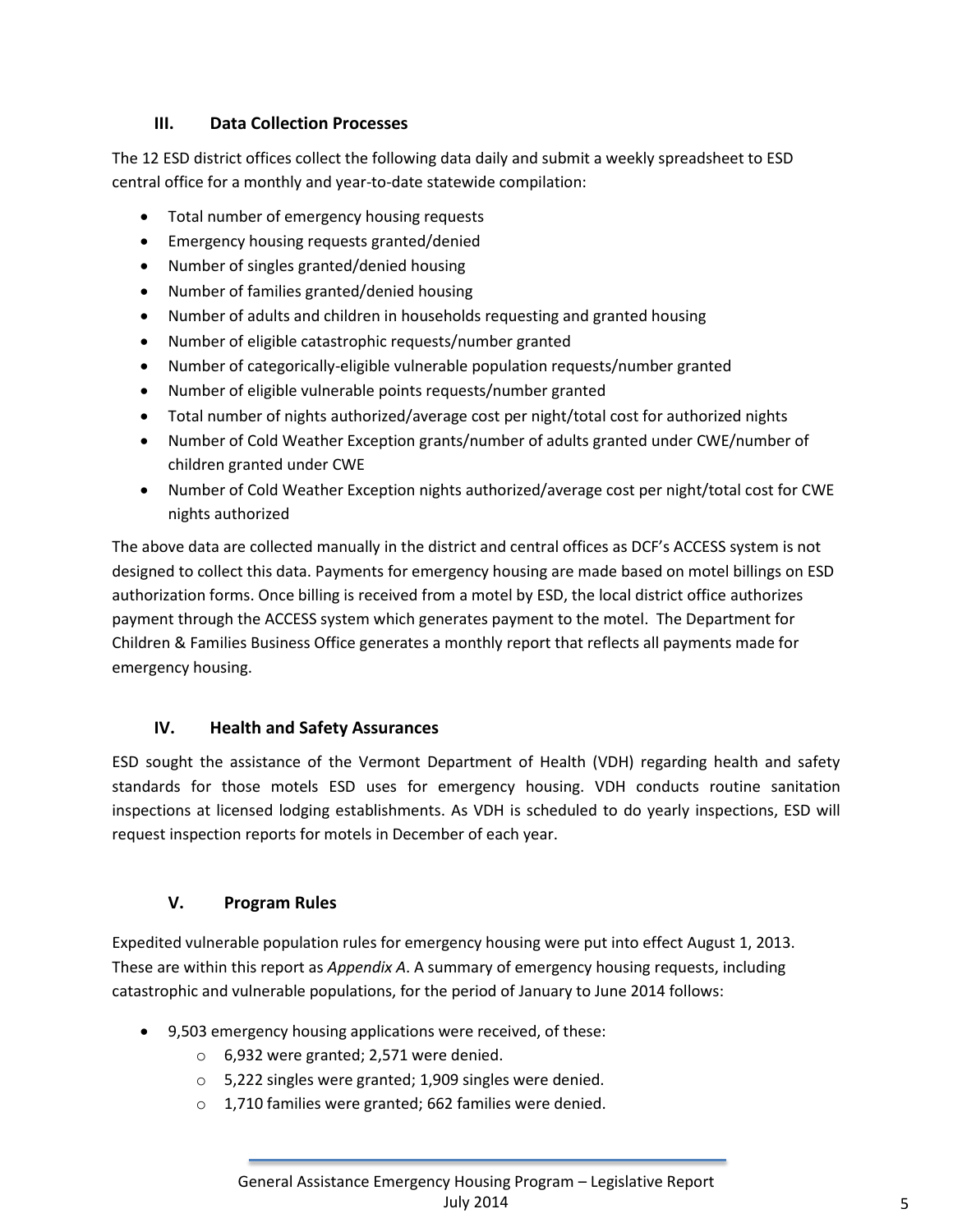## III. Data Collection Processes

The 12 ESD district offices collect the following data daily and submit a weekly spreadsheet to ESD central office for a monthly and year-to-date statewide compilation:

- Total number of emergency housing requests
- Emergency housing requests granted/denied
- Number of singles granted/denied housing
- Number of families granted/denied housing
- Number of adults and children in households requesting and granted housing
- Number of eligible catastrophic requests/number granted
- Number of categorically-eligible vulnerable population requests/number granted
- Number of eligible vulnerable points requests/number granted
- Total number of nights authorized/average cost per night/total cost for authorized nights
- Number of Cold Weather Exception grants/number of adults granted under CWE/number of children granted under CWE
- Number of Cold Weather Exception nights authorized/average cost per night/total cost for CWE nights authorized

The above data are collected manually in the district and central offices as DCF's ACCESS system is not designed to collect this data. Payments for emergency housing are made based on motel billings on ESD authorization forms. Once billing is received from a motel by ESD, the local district office authorizes payment through the ACCESS system which generates payment to the motel. The Department for Children & Families Business Office generates a monthly report that reflects all payments made for emergency housing.

## IV. Health and Safety Assurances

ESD sought the assistance of the Vermont Department of Health (VDH) regarding health and safety standards for those motels ESD uses for emergency housing. VDH conducts routine sanitation inspections at licensed lodging establishments. As VDH is scheduled to do yearly inspections, ESD will request inspection reports for motels in December of each year.

## V. Program Rules

Expedited vulnerable population rules for emergency housing were put into effect August 1, 2013. These are within this report as *Appendix A*. A summary of emergency housing requests, including catastrophic and vulnerable populations, for the period of January to June 2014 follows:

- 9,503 emergency housing applications were received, of these:
  - 6,932 were granted; 2,571 were denied.
  - 5,222 singles were granted; 1,909 singles were denied.
  - 1,710 families were granted; 662 families were denied.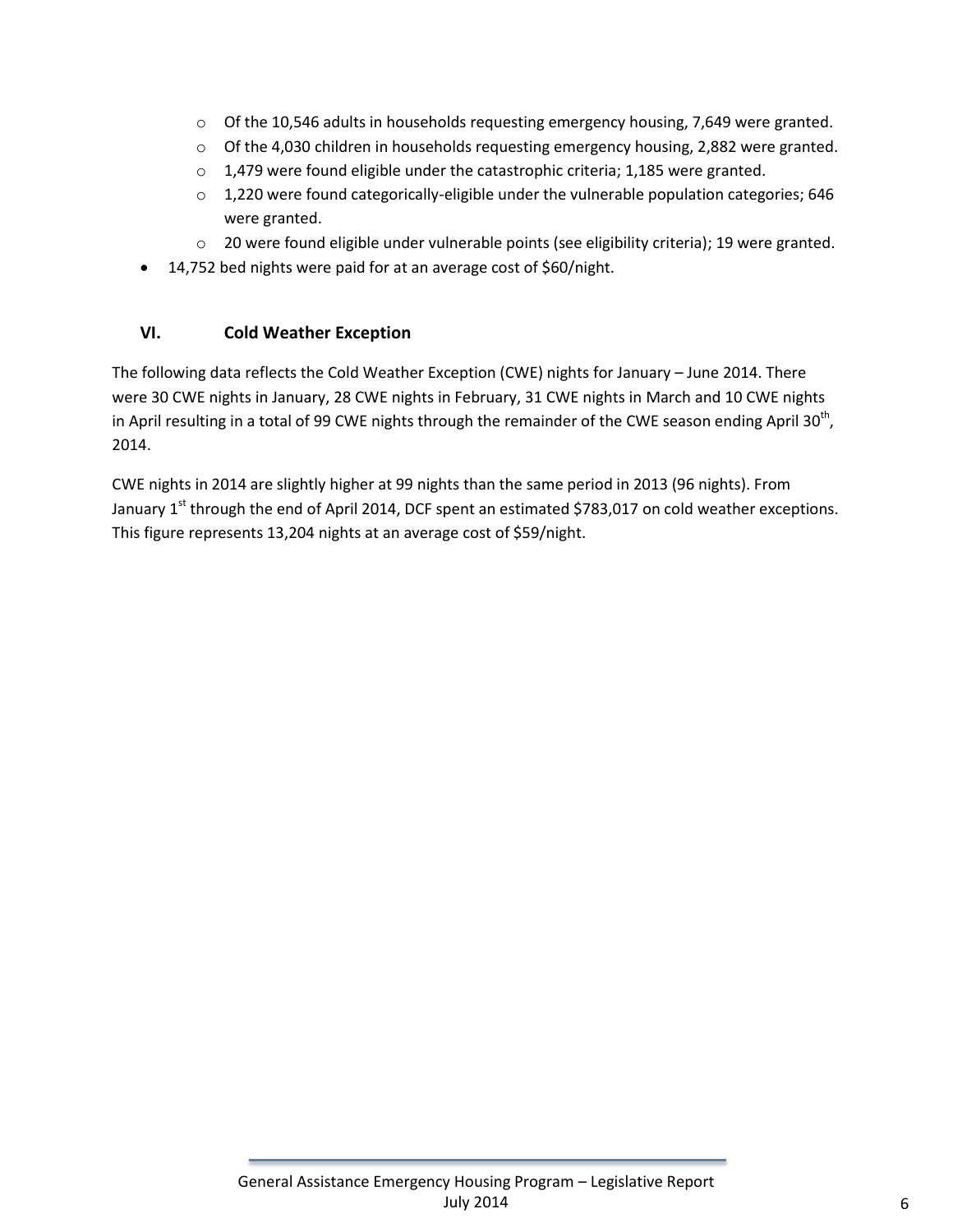- Of the 10,546 adults in households requesting emergency housing, 7,649 were granted.
  - Of the 4,030 children in households requesting emergency housing, 2,882 were granted.
  - 1,479 were found eligible under the catastrophic criteria; 1,185 were granted.
  - 1,220 were found categorically-eligible under the vulnerable population categories; 646 were granted.
  - 20 were found eligible under vulnerable points (see eligibility criteria); 19 were granted.
- 14,752 bed nights were paid for at an average cost of $60/night.

## VI. Cold Weather Exception

The following data reflects the Cold Weather Exception (CWE) nights for January – June 2014. There were 30 CWE nights in January, 28 CWE nights in February, 31 CWE nights in March and 10 CWE nights in April resulting in a total of 99 CWE nights through the remainder of the CWE season ending April 30th, 2014.

CWE nights in 2014 are slightly higher at 99 nights than the same period in 2013 (96 nights). From January 1st through the end of April 2014, DCF spent an estimated $783,017 on cold weather exceptions. This figure represents 13,204 nights at an average cost of $59/night.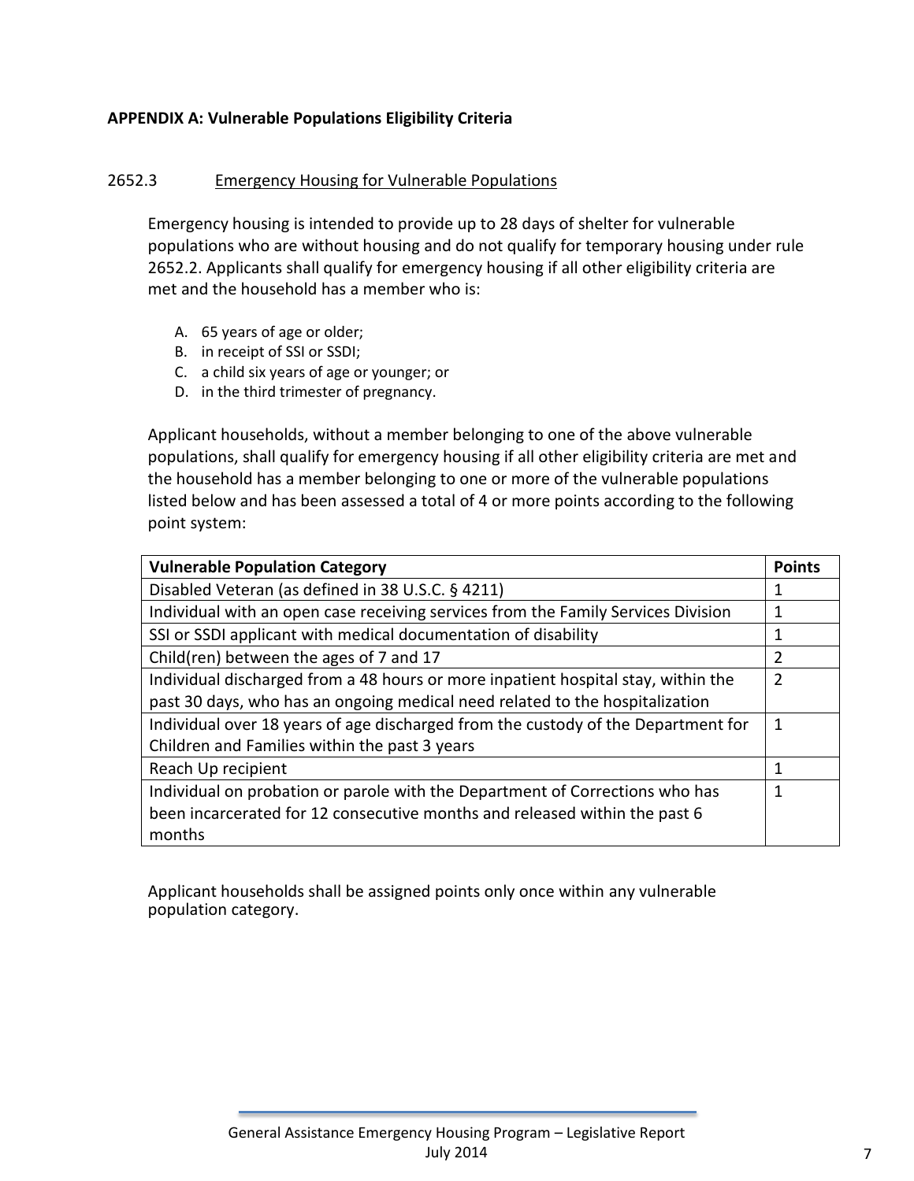**APPENDIX A: Vulnerable Populations Eligibility Criteria**

2652.3 Emergency Housing for Vulnerable Populations

Emergency housing is intended to provide up to 28 days of shelter for vulnerable populations who are without housing and do not qualify for temporary housing under rule 2652.2. Applicants shall qualify for emergency housing if all other eligibility criteria are met and the household has a member who is:

A. 65 years of age or older;
B. in receipt of SSI or SSDI;
C. a child six years of age or younger; or
D. in the third trimester of pregnancy.

Applicant households, without a member belonging to one of the above vulnerable populations, shall qualify for emergency housing if all other eligibility criteria are met and the household has a member belonging to one or more of the vulnerable populations listed below and has been assessed a total of 4 or more points according to the following point system:

| Vulnerable Population Category | Points |
|---|---|
| Disabled Veteran (as defined in 38 U.S.C. § 4211) | 1 |
| Individual with an open case receiving services from the Family Services Division | 1 |
| SSI or SSDI applicant with medical documentation of disability | 1 |
| Child(ren) between the ages of 7 and 17 | 2 |
| Individual discharged from a 48 hours or more inpatient hospital stay, within the past 30 days, who has an ongoing medical need related to the hospitalization | 2 |
| Individual over 18 years of age discharged from the custody of the Department for Children and Families within the past 3 years | 1 |
| Reach Up recipient | 1 |
| Individual on probation or parole with the Department of Corrections who has been incarcerated for 12 consecutive months and released within the past 6 months | 1 |

Applicant households shall be assigned points only once within any vulnerable population category.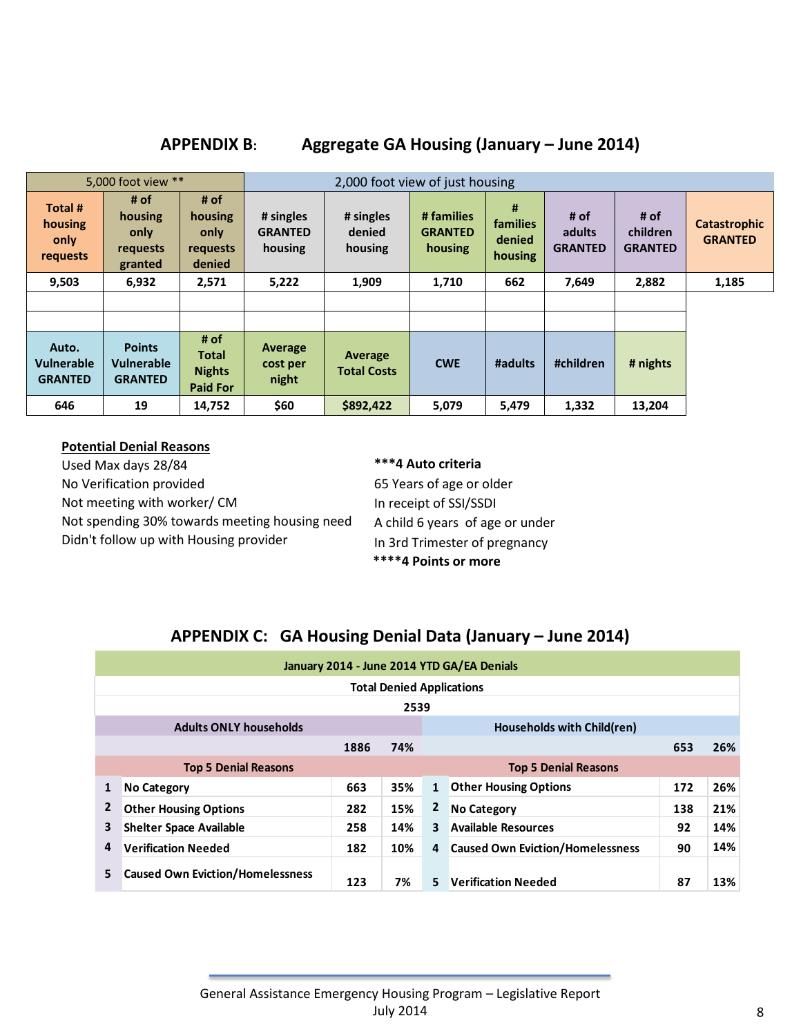## APPENDIX B: Aggregate GA Housing (January – June 2014)

| 5,000 foot view ** | | | 2,000 foot view of just housing | | | | | | |
|---|---|---|---|---|---|---|---|---|---|
| Total # housing only requests | # of housing only requests granted | # of housing only requests denied | # singles GRANTED housing | # singles denied housing | # families GRANTED housing | # families denied housing | # of adults GRANTED | # of children GRANTED | Catastrophic GRANTED |
| 9,503 | 6,932 | 2,571 | 5,222 | 1,909 | 1,710 | 662 | 7,649 | 2,882 | 1,185 |

| Auto. Vulnerable GRANTED | Points Vulnerable GRANTED | # of Total Nights Paid For | Average cost per night | Average Total Costs | CWE | #adults | #children | # nights |
|---|---|---|---|---|---|---|---|---|
| 646 | 19 | 14,752 | $60 | $892,422 | 5,079 | 5,479 | 1,332 | 13,204 |

**Potential Denial Reasons**

Used Max days 28/84
No Verification provided
Not meeting with worker/ CM
Not spending 30% towards meeting housing need
Didn't follow up with Housing provider

**\*\*\*4 Auto criteria**

65 Years of age or older
In receipt of SSI/SSDI
A child 6 years of age or under
In 3rd Trimester of pregnancy

**\*\*\*\*4 Points or more**

## APPENDIX C: GA Housing Denial Data (January – June 2014)

| January 2014 - June 2014 YTD GA/EA Denials | | | | | | | |
|---|---|---|---|---|---|---|---|
| Total Denied Applications | | | | | | | |
| 2539 | | | | | | | |
| **Adults ONLY households** | | | | **Households with Child(ren)** | | | |
| | | 1886 | 74% | | | 653 | 26% |
| **Top 5 Denial Reasons** | | | | **Top 5 Denial Reasons** | | | |
| 1 | No Category | 663 | 35% | 1 | Other Housing Options | 172 | 26% |
| 2 | Other Housing Options | 282 | 15% | 2 | No Category | 138 | 21% |
| 3 | Shelter Space Available | 258 | 14% | 3 | Available Resources | 92 | 14% |
| 4 | Verification Needed | 182 | 10% | 4 | Caused Own Eviction/Homelessness | 90 | 14% |
| 5 | Caused Own Eviction/Homelessness | 123 | 7% | 5 | Verification Needed | 87 | 13% |

General Assistance Emergency Housing Program – Legislative Report
July 2014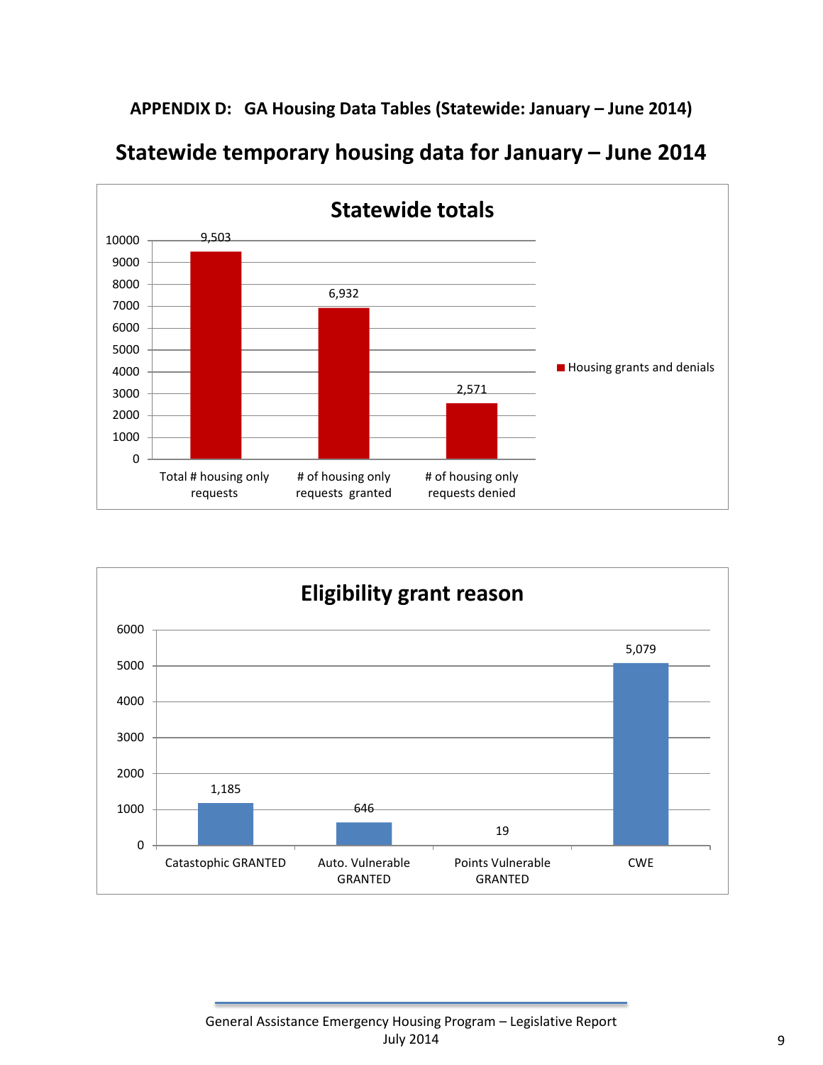## APPENDIX D: GA Housing Data Tables (Statewide: January – June 2014)

# Statewide temporary housing data for January – June 2014

**Statewide totals**

| | Housing grants and denials |
|---|---|
| Total # housing only requests | 9,503 |
| # of housing only requests granted | 6,932 |
| # of housing only requests denied | 2,571 |

**Eligibility grant reason**

| | |
|---|---|
| Catastrophic GRANTED | 1,185 |
| Auto. Vulnerable GRANTED | 646 |
| Points Vulnerable GRANTED | 19 |
| CWE | 5,079 |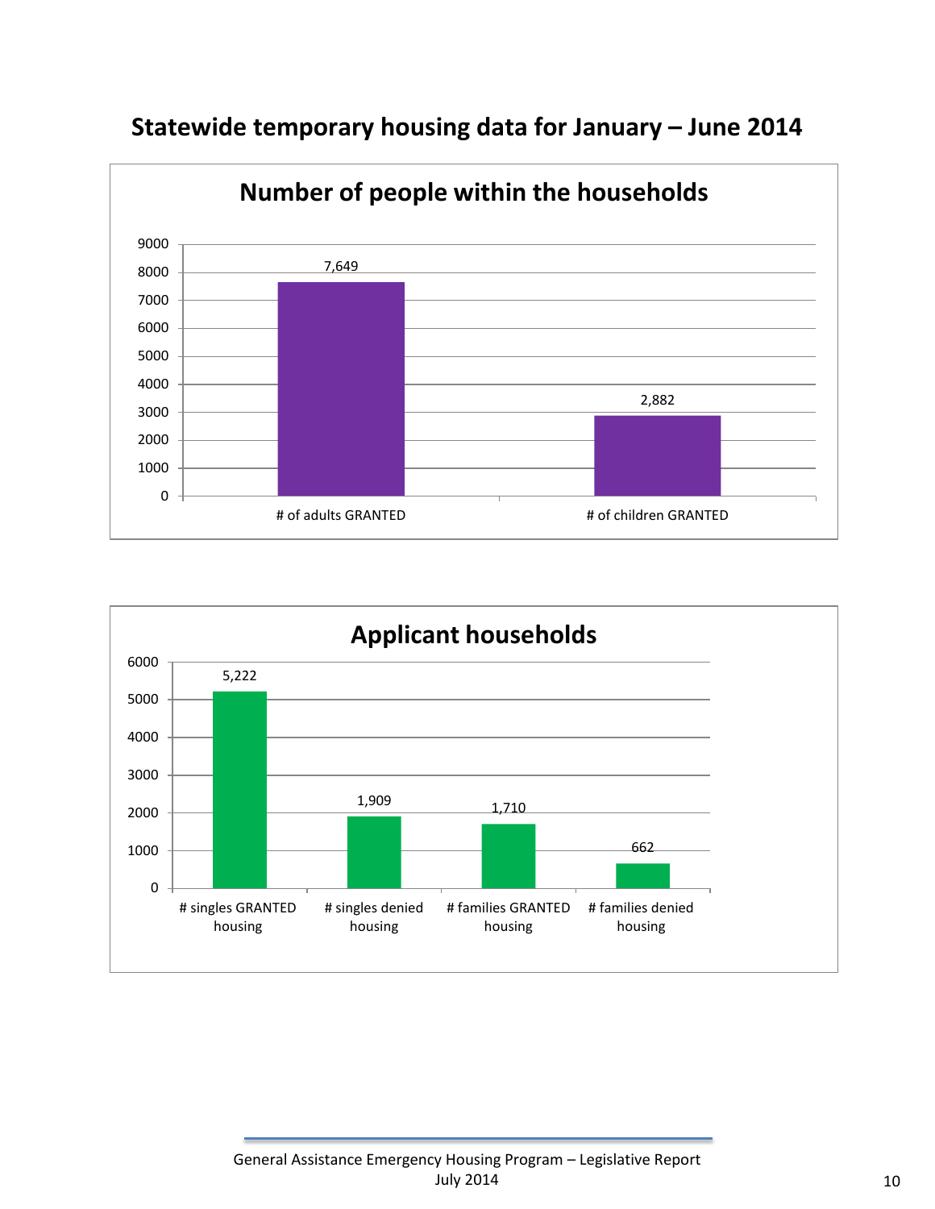## Statewide temporary housing data for January – June 2014

### Number of people within the households

| Category | Count |
|---|---|
| # of adults GRANTED | 7,649 |
| # of children GRANTED | 2,882 |

### Applicant households

| Category | Count |
|---|---|
| # singles GRANTED housing | 5,222 |
| # singles denied housing | 1,909 |
| # families GRANTED housing | 1,710 |
| # families denied housing | 662 |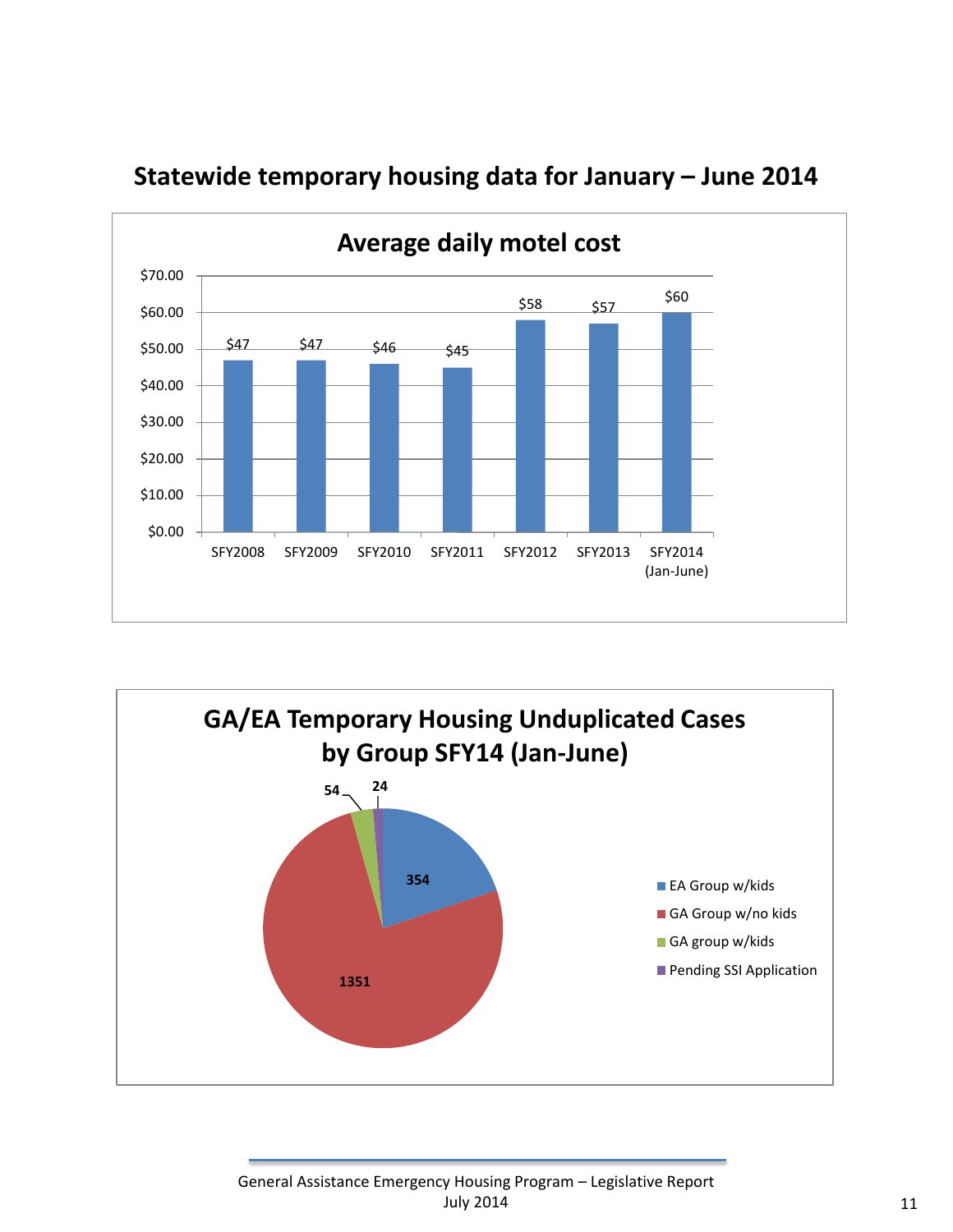## Statewide temporary housing data for January – June 2014

**Average daily motel cost**

| Period | Average daily motel cost |
|---|---|
| SFY2008 | $47 |
| SFY2009 | $47 |
| SFY2010 | $46 |
| SFY2011 | $45 |
| SFY2012 | $58 |
| SFY2013 | $57 |
| SFY2014 (Jan-June) | $60 |

**GA/EA Temporary Housing Unduplicated Cases by Group SFY14 (Jan-June)**

| Group | Cases |
|---|---|
| EA Group w/kids | 354 |
| GA Group w/no kids | 1351 |
| GA group w/kids | 54 |
| Pending SSI Application | 24 |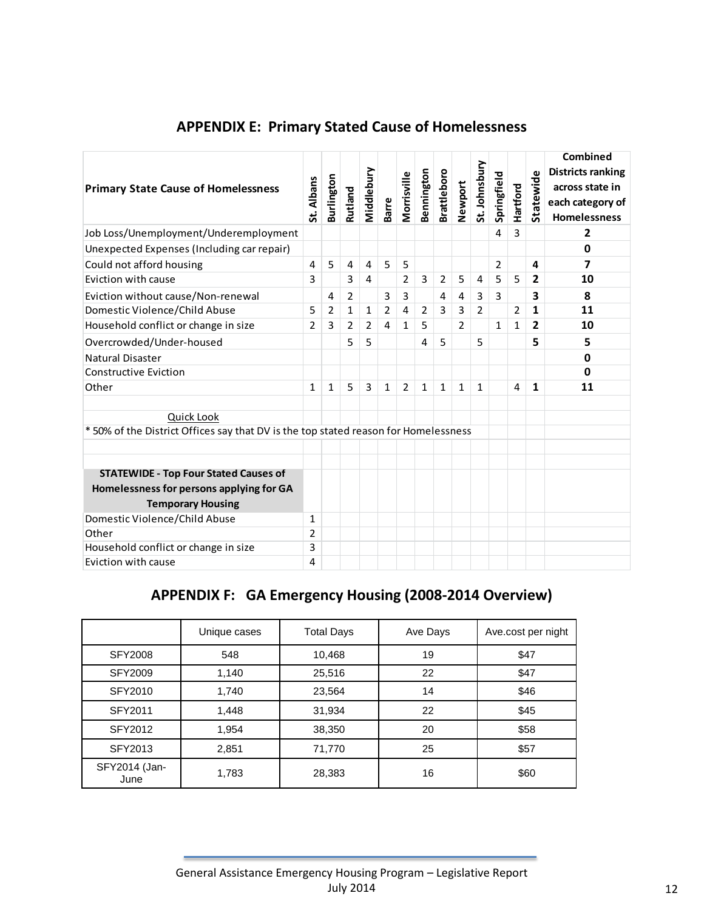## APPENDIX E: Primary Stated Cause of Homelessness

| Primary State Cause of Homelessness | St. Albans | Burlington | Rutland | Middlebury | Barre | Morrisville | Bennington | Brattleboro | Newport | St. Johnsbury | Springfield | Hartford | Statewide | Combined Districts ranking across state in each category of Homelessness |
|---|---|---|---|---|---|---|---|---|---|---|---|---|---|---|
| Job Loss/Unemployment/Underemployment | | | | | | | | | | | 4 | 3 | | **2** |
| Unexpected Expenses (Including car repair) | | | | | | | | | | | | | | **0** |
| Could not afford housing | 4 | 5 | 4 | 4 | 5 | 5 | | | | | 2 | | **4** | **7** |
| Eviction with cause | 3 | | 3 | 4 | | 2 | 3 | 2 | 5 | 4 | 5 | 5 | **2** | **10** |
| Eviction without cause/Non-renewal | | 4 | 2 | | 3 | 3 | | 4 | 4 | 3 | 3 | | **3** | **8** |
| Domestic Violence/Child Abuse | 5 | 2 | 1 | 1 | 2 | 4 | 2 | 3 | 3 | 2 | | 2 | **1** | **11** |
| Household conflict or change in size | 2 | 3 | 2 | 2 | 4 | 1 | 5 | | 2 | | 1 | 1 | **2** | **10** |
| Overcrowded/Under-housed | | | 5 | 5 | | | 4 | 5 | | 5 | | | **5** | **5** |
| Natural Disaster | | | | | | | | | | | | | | **0** |
| Constructive Eviction | | | | | | | | | | | | | | **0** |
| Other | 1 | 1 | 5 | 3 | 1 | 2 | 1 | 1 | 1 | 1 | | 4 | **1** | **11** |

Quick Look

* 50% of the District Offices say that DV is the top stated reason for Homelessness

| **STATEWIDE - Top Four Stated Causes of Homelessness for persons applying for GA Temporary Housing** | |
|---|---|
| Domestic Violence/Child Abuse | 1 |
| Other | 2 |
| Household conflict or change in size | 3 |
| Eviction with cause | 4 |

## APPENDIX F: GA Emergency Housing (2008-2014 Overview)

| | Unique cases | Total Days | Ave Days | Ave.cost per night |
|---|---|---|---|---|
| SFY2008 | 548 | 10,468 | 19 | $47 |
| SFY2009 | 1,140 | 25,516 | 22 | $47 |
| SFY2010 | 1,740 | 23,564 | 14 | $46 |
| SFY2011 | 1,448 | 31,934 | 22 | $45 |
| SFY2012 | 1,954 | 38,350 | 20 | $58 |
| SFY2013 | 2,851 | 71,770 | 25 | $57 |
| SFY2014 (Jan-June | 1,783 | 28,383 | 16 | $60 |